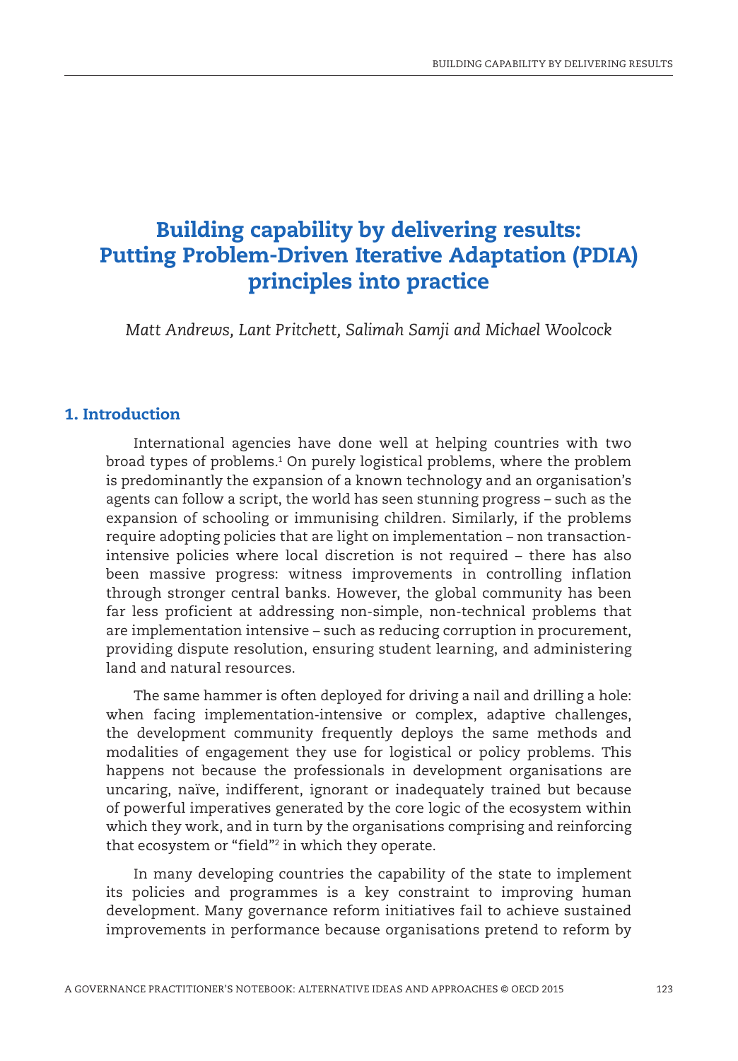# Building capability by delivering results: Putting Problem-Driven Iterative Adaptation (PDIA) principles into practice

*Matt Andrews, Lant Pritchett, Salimah Samji and Michael Woolcock*

## 1. Introduction

International agencies have done well at helping countries with two broad types of problems.[1] On purely logistical problems, where the problem is predominantly the expansion of a known technology and an organisation's agents can follow a script, the world has seen stunning progress – such as the expansion of schooling or immunising children. Similarly, if the problems require adopting policies that are light on implementation – non transaction-intensive policies where local discretion is not required – there has also been massive progress: witness improvements in controlling inflation through stronger central banks. However, the global community has been far less proficient at addressing non-simple, non-technical problems that are implementation intensive – such as reducing corruption in procurement, providing dispute resolution, ensuring student learning, and administering land and natural resources.

The same hammer is often deployed for driving a nail and drilling a hole: when facing implementation-intensive or complex, adaptive challenges, the development community frequently deploys the same methods and modalities of engagement they use for logistical or policy problems. This happens not because the professionals in development organisations are uncaring, naïve, indifferent, ignorant or inadequately trained but because of powerful imperatives generated by the core logic of the ecosystem within which they work, and in turn by the organisations comprising and reinforcing that ecosystem or "field"[2] in which they operate.

In many developing countries the capability of the state to implement its policies and programmes is a key constraint to improving human development. Many governance reform initiatives fail to achieve sustained improvements in performance because organisations pretend to reform by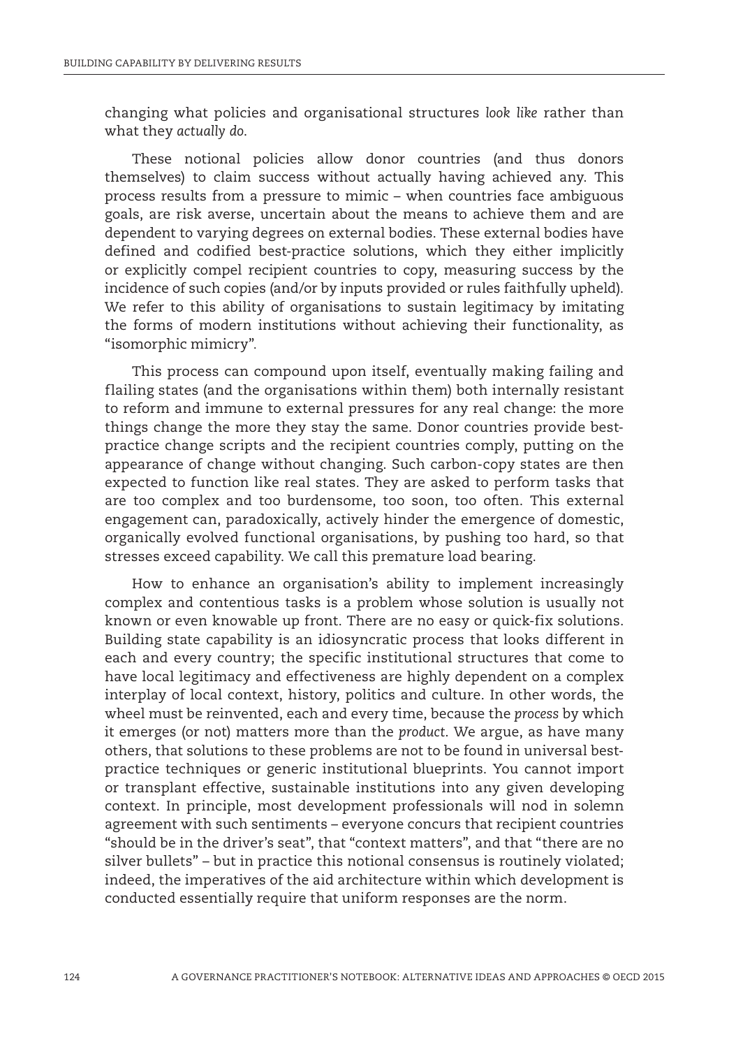changing what policies and organisational structures *look like* rather than what they *actually do*.

These notional policies allow donor countries (and thus donors themselves) to claim success without actually having achieved any. This process results from a pressure to mimic – when countries face ambiguous goals, are risk averse, uncertain about the means to achieve them and are dependent to varying degrees on external bodies. These external bodies have defined and codified best-practice solutions, which they either implicitly or explicitly compel recipient countries to copy, measuring success by the incidence of such copies (and/or by inputs provided or rules faithfully upheld). We refer to this ability of organisations to sustain legitimacy by imitating the forms of modern institutions without achieving their functionality, as "isomorphic mimicry".

This process can compound upon itself, eventually making failing and flailing states (and the organisations within them) both internally resistant to reform and immune to external pressures for any real change: the more things change the more they stay the same. Donor countries provide best-practice change scripts and the recipient countries comply, putting on the appearance of change without changing. Such carbon-copy states are then expected to function like real states. They are asked to perform tasks that are too complex and too burdensome, too soon, too often. This external engagement can, paradoxically, actively hinder the emergence of domestic, organically evolved functional organisations, by pushing too hard, so that stresses exceed capability. We call this premature load bearing.

How to enhance an organisation's ability to implement increasingly complex and contentious tasks is a problem whose solution is usually not known or even knowable up front. There are no easy or quick-fix solutions. Building state capability is an idiosyncratic process that looks different in each and every country; the specific institutional structures that come to have local legitimacy and effectiveness are highly dependent on a complex interplay of local context, history, politics and culture. In other words, the wheel must be reinvented, each and every time, because the *process* by which it emerges (or not) matters more than the *product*. We argue, as have many others, that solutions to these problems are not to be found in universal best-practice techniques or generic institutional blueprints. You cannot import or transplant effective, sustainable institutions into any given developing context. In principle, most development professionals will nod in solemn agreement with such sentiments – everyone concurs that recipient countries "should be in the driver's seat", that "context matters", and that "there are no silver bullets" – but in practice this notional consensus is routinely violated; indeed, the imperatives of the aid architecture within which development is conducted essentially require that uniform responses are the norm.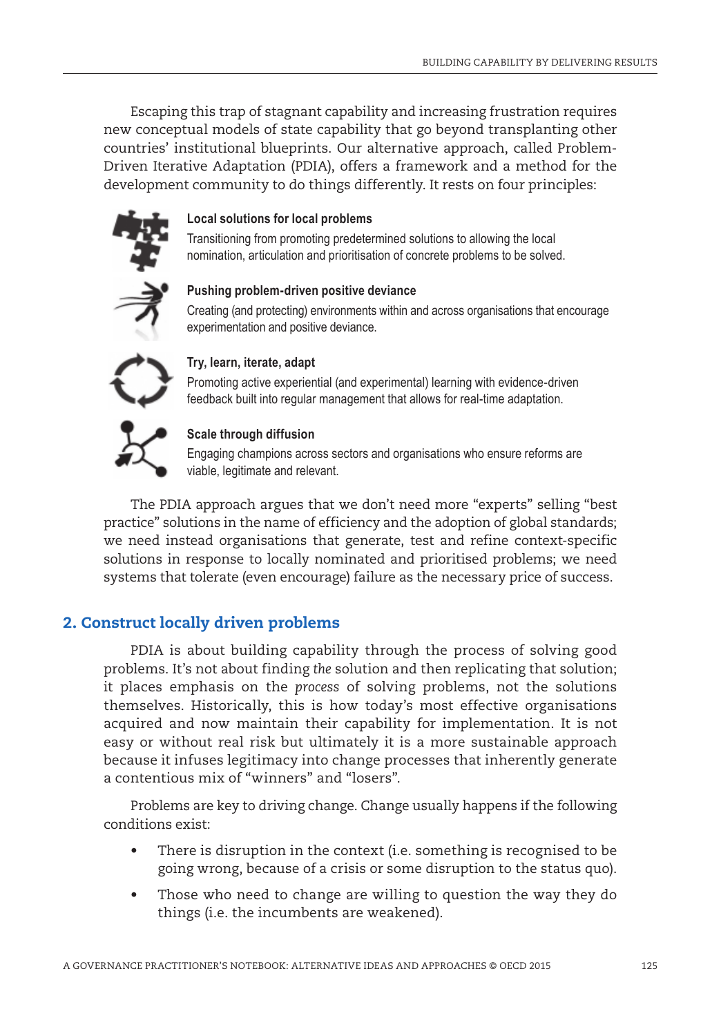Escaping this trap of stagnant capability and increasing frustration requires new conceptual models of state capability that go beyond transplanting other countries' institutional blueprints. Our alternative approach, called Problem-Driven Iterative Adaptation (PDIA), offers a framework and a method for the development community to do things differently. It rests on four principles:

**Local solutions for local problems**

Transitioning from promoting predetermined solutions to allowing the local nomination, articulation and prioritisation of concrete problems to be solved.

**Pushing problem-driven positive deviance**

Creating (and protecting) environments within and across organisations that encourage experimentation and positive deviance.

**Try, learn, iterate, adapt**

Promoting active experiential (and experimental) learning with evidence-driven feedback built into regular management that allows for real-time adaptation.

**Scale through diffusion**

Engaging champions across sectors and organisations who ensure reforms are viable, legitimate and relevant.

The PDIA approach argues that we don't need more "experts" selling "best practice" solutions in the name of efficiency and the adoption of global standards; we need instead organisations that generate, test and refine context-specific solutions in response to locally nominated and prioritised problems; we need systems that tolerate (even encourage) failure as the necessary price of success.

## 2. Construct locally driven problems

PDIA is about building capability through the process of solving good problems. It's not about finding *the* solution and then replicating that solution; it places emphasis on the *process* of solving problems, not the solutions themselves. Historically, this is how today's most effective organisations acquired and now maintain their capability for implementation. It is not easy or without real risk but ultimately it is a more sustainable approach because it infuses legitimacy into change processes that inherently generate a contentious mix of "winners" and "losers".

Problems are key to driving change. Change usually happens if the following conditions exist:

- There is disruption in the context (i.e. something is recognised to be going wrong, because of a crisis or some disruption to the status quo).
- Those who need to change are willing to question the way they do things (i.e. the incumbents are weakened).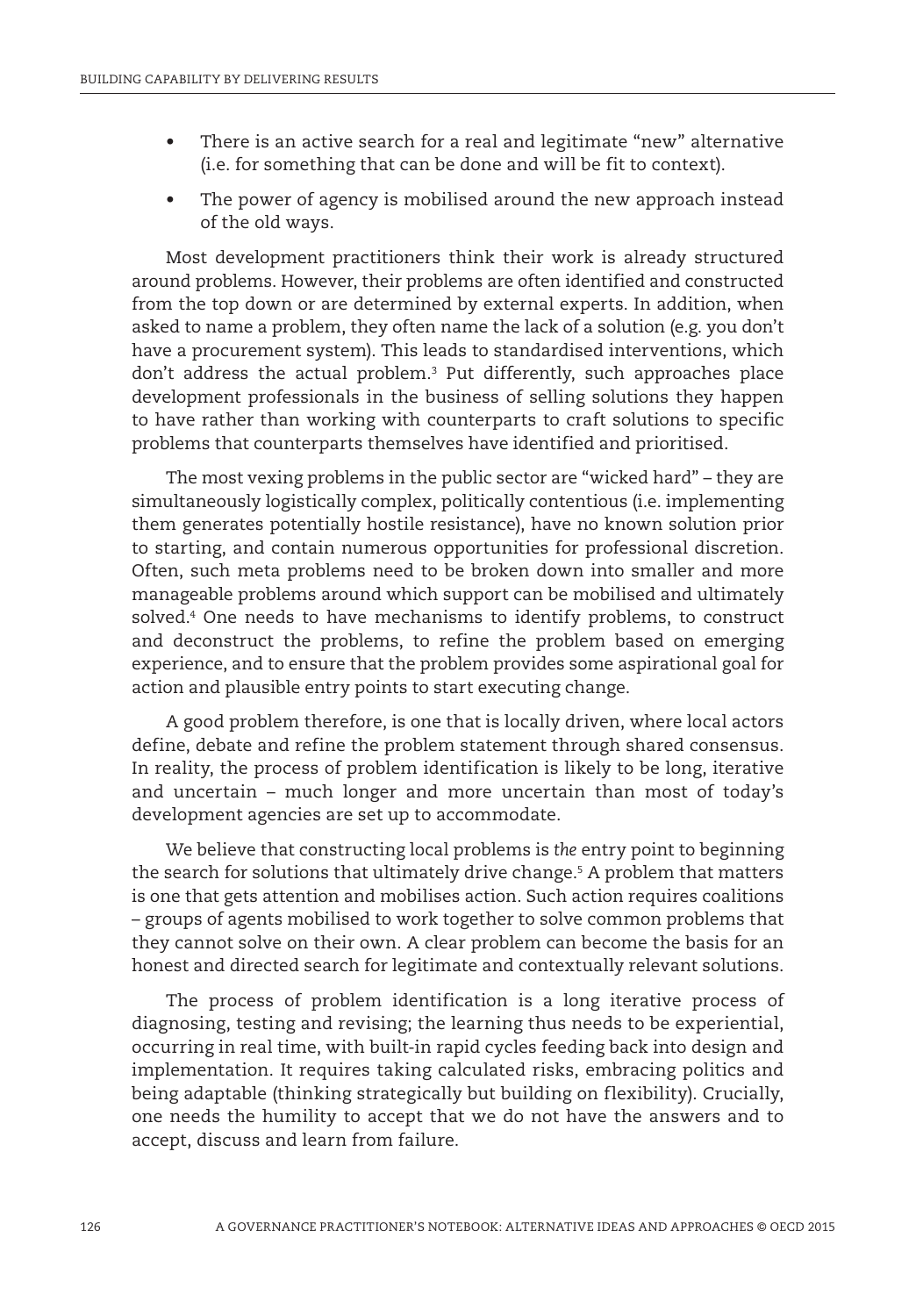- There is an active search for a real and legitimate "new" alternative (i.e. for something that can be done and will be fit to context).
- The power of agency is mobilised around the new approach instead of the old ways.

Most development practitioners think their work is already structured around problems. However, their problems are often identified and constructed from the top down or are determined by external experts. In addition, when asked to name a problem, they often name the lack of a solution (e.g. you don't have a procurement system). This leads to standardised interventions, which don't address the actual problem.[3] Put differently, such approaches place development professionals in the business of selling solutions they happen to have rather than working with counterparts to craft solutions to specific problems that counterparts themselves have identified and prioritised.

The most vexing problems in the public sector are "wicked hard" – they are simultaneously logistically complex, politically contentious (i.e. implementing them generates potentially hostile resistance), have no known solution prior to starting, and contain numerous opportunities for professional discretion. Often, such meta problems need to be broken down into smaller and more manageable problems around which support can be mobilised and ultimately solved.[4] One needs to have mechanisms to identify problems, to construct and deconstruct the problems, to refine the problem based on emerging experience, and to ensure that the problem provides some aspirational goal for action and plausible entry points to start executing change.

A good problem therefore, is one that is locally driven, where local actors define, debate and refine the problem statement through shared consensus. In reality, the process of problem identification is likely to be long, iterative and uncertain – much longer and more uncertain than most of today's development agencies are set up to accommodate.

We believe that constructing local problems is *the* entry point to beginning the search for solutions that ultimately drive change.[5] A problem that matters is one that gets attention and mobilises action. Such action requires coalitions – groups of agents mobilised to work together to solve common problems that they cannot solve on their own. A clear problem can become the basis for an honest and directed search for legitimate and contextually relevant solutions.

The process of problem identification is a long iterative process of diagnosing, testing and revising; the learning thus needs to be experiential, occurring in real time, with built-in rapid cycles feeding back into design and implementation. It requires taking calculated risks, embracing politics and being adaptable (thinking strategically but building on flexibility). Crucially, one needs the humility to accept that we do not have the answers and to accept, discuss and learn from failure.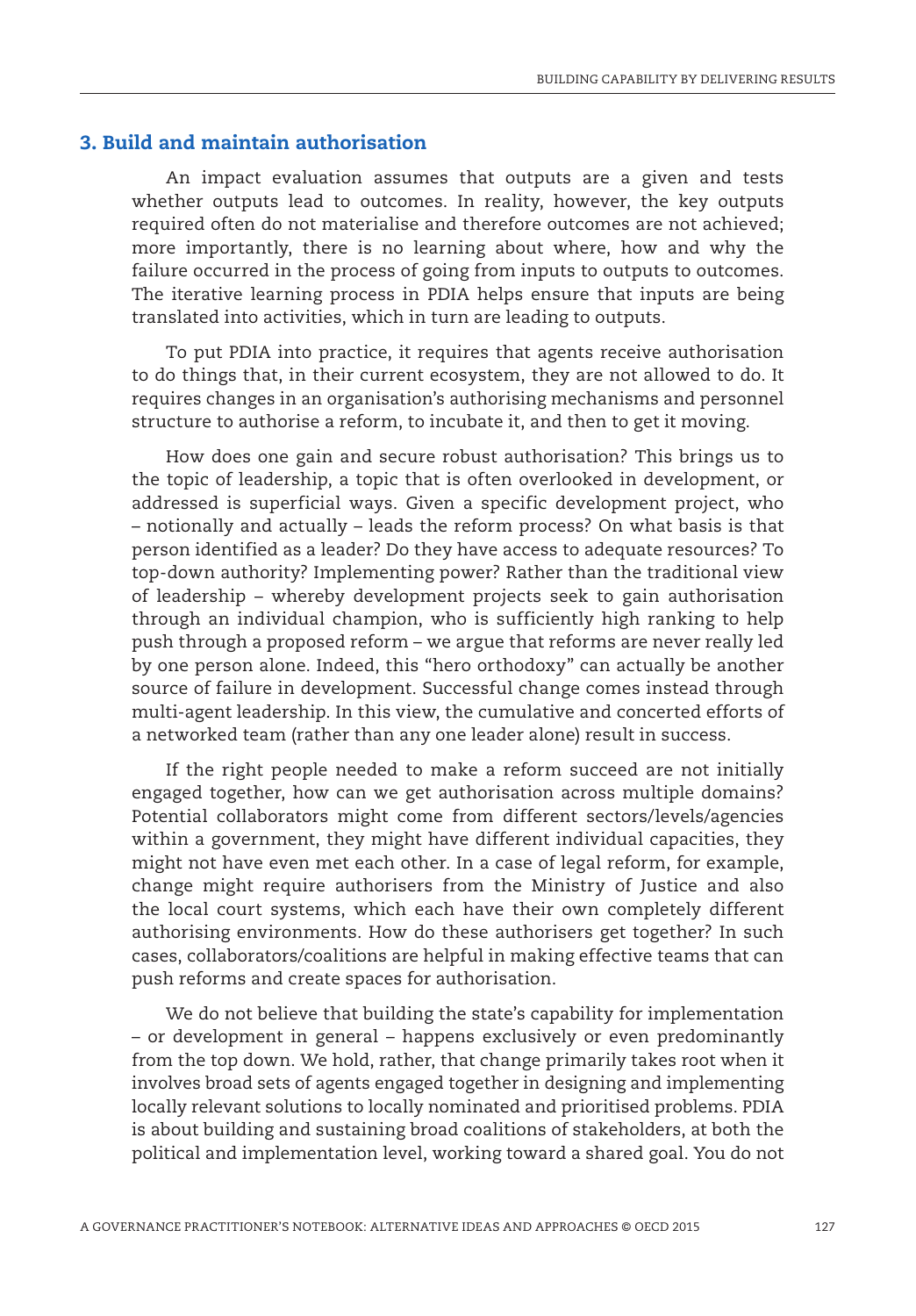## 3. Build and maintain authorisation

An impact evaluation assumes that outputs are a given and tests whether outputs lead to outcomes. In reality, however, the key outputs required often do not materialise and therefore outcomes are not achieved; more importantly, there is no learning about where, how and why the failure occurred in the process of going from inputs to outputs to outcomes. The iterative learning process in PDIA helps ensure that inputs are being translated into activities, which in turn are leading to outputs.

To put PDIA into practice, it requires that agents receive authorisation to do things that, in their current ecosystem, they are not allowed to do. It requires changes in an organisation's authorising mechanisms and personnel structure to authorise a reform, to incubate it, and then to get it moving.

How does one gain and secure robust authorisation? This brings us to the topic of leadership, a topic that is often overlooked in development, or addressed is superficial ways. Given a specific development project, who – notionally and actually – leads the reform process? On what basis is that person identified as a leader? Do they have access to adequate resources? To top-down authority? Implementing power? Rather than the traditional view of leadership – whereby development projects seek to gain authorisation through an individual champion, who is sufficiently high ranking to help push through a proposed reform – we argue that reforms are never really led by one person alone. Indeed, this "hero orthodoxy" can actually be another source of failure in development. Successful change comes instead through multi-agent leadership. In this view, the cumulative and concerted efforts of a networked team (rather than any one leader alone) result in success.

If the right people needed to make a reform succeed are not initially engaged together, how can we get authorisation across multiple domains? Potential collaborators might come from different sectors/levels/agencies within a government, they might have different individual capacities, they might not have even met each other. In a case of legal reform, for example, change might require authorisers from the Ministry of Justice and also the local court systems, which each have their own completely different authorising environments. How do these authorisers get together? In such cases, collaborators/coalitions are helpful in making effective teams that can push reforms and create spaces for authorisation.

We do not believe that building the state's capability for implementation – or development in general – happens exclusively or even predominantly from the top down. We hold, rather, that change primarily takes root when it involves broad sets of agents engaged together in designing and implementing locally relevant solutions to locally nominated and prioritised problems. PDIA is about building and sustaining broad coalitions of stakeholders, at both the political and implementation level, working toward a shared goal. You do not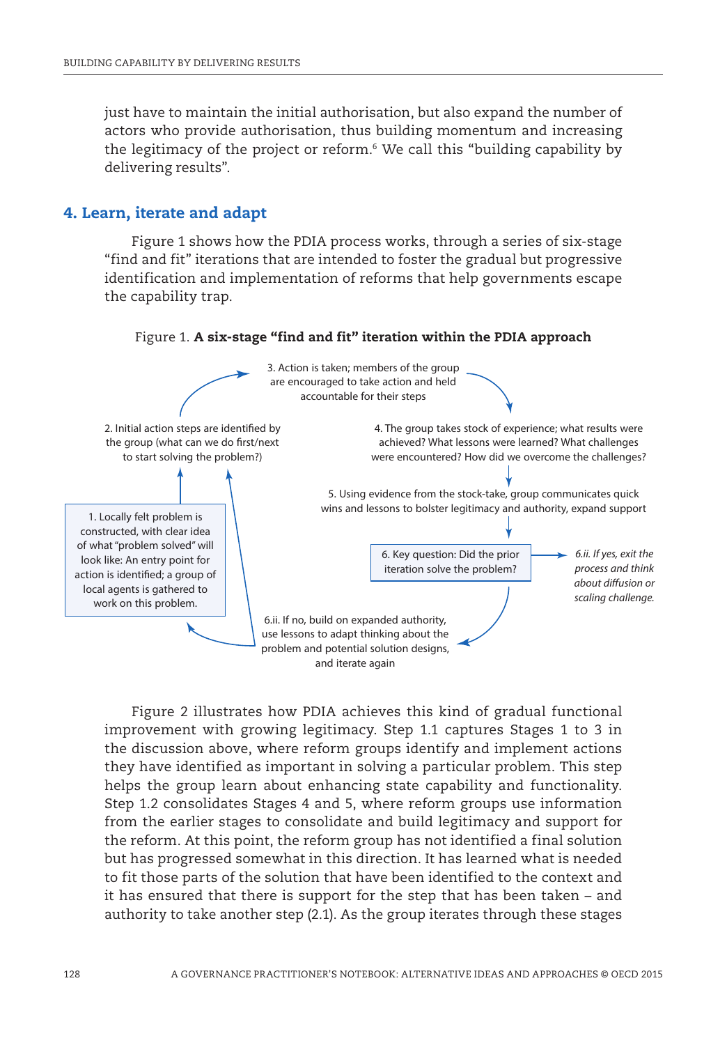just have to maintain the initial authorisation, but also expand the number of actors who provide authorisation, thus building momentum and increasing the legitimacy of the project or reform.[6] We call this "building capability by delivering results".

## 4. Learn, iterate and adapt

Figure 1 shows how the PDIA process works, through a series of six-stage "find and fit" iterations that are intended to foster the gradual but progressive identification and implementation of reforms that help governments escape the capability trap.

Figure 1. **A six-stage "find and fit" iteration within the PDIA approach**

1. Locally felt problem is constructed, with clear idea of what "problem solved" will look like: An entry point for action is identified; a group of local agents is gathered to work on this problem.

2. Initial action steps are identified by the group (what can we do first/next to start solving the problem?)

3. Action is taken; members of the group are encouraged to take action and held accountable for their steps

4. The group takes stock of experience; what results were achieved? What lessons were learned? What challenges were encountered? How did we overcome the challenges?

5. Using evidence from the stock-take, group communicates quick wins and lessons to bolster legitimacy and authority, expand support

6. Key question: Did the prior iteration solve the problem?

*6.ii. If yes, exit the process and think about diffusion or scaling challenge.*

6.ii. If no, build on expanded authority, use lessons to adapt thinking about the problem and potential solution designs, and iterate again

Figure 2 illustrates how PDIA achieves this kind of gradual functional improvement with growing legitimacy. Step 1.1 captures Stages 1 to 3 in the discussion above, where reform groups identify and implement actions they have identified as important in solving a particular problem. This step helps the group learn about enhancing state capability and functionality. Step 1.2 consolidates Stages 4 and 5, where reform groups use information from the earlier stages to consolidate and build legitimacy and support for the reform. At this point, the reform group has not identified a final solution but has progressed somewhat in this direction. It has learned what is needed to fit those parts of the solution that have been identified to the context and it has ensured that there is support for the step that has been taken – and authority to take another step (2.1). As the group iterates through these stages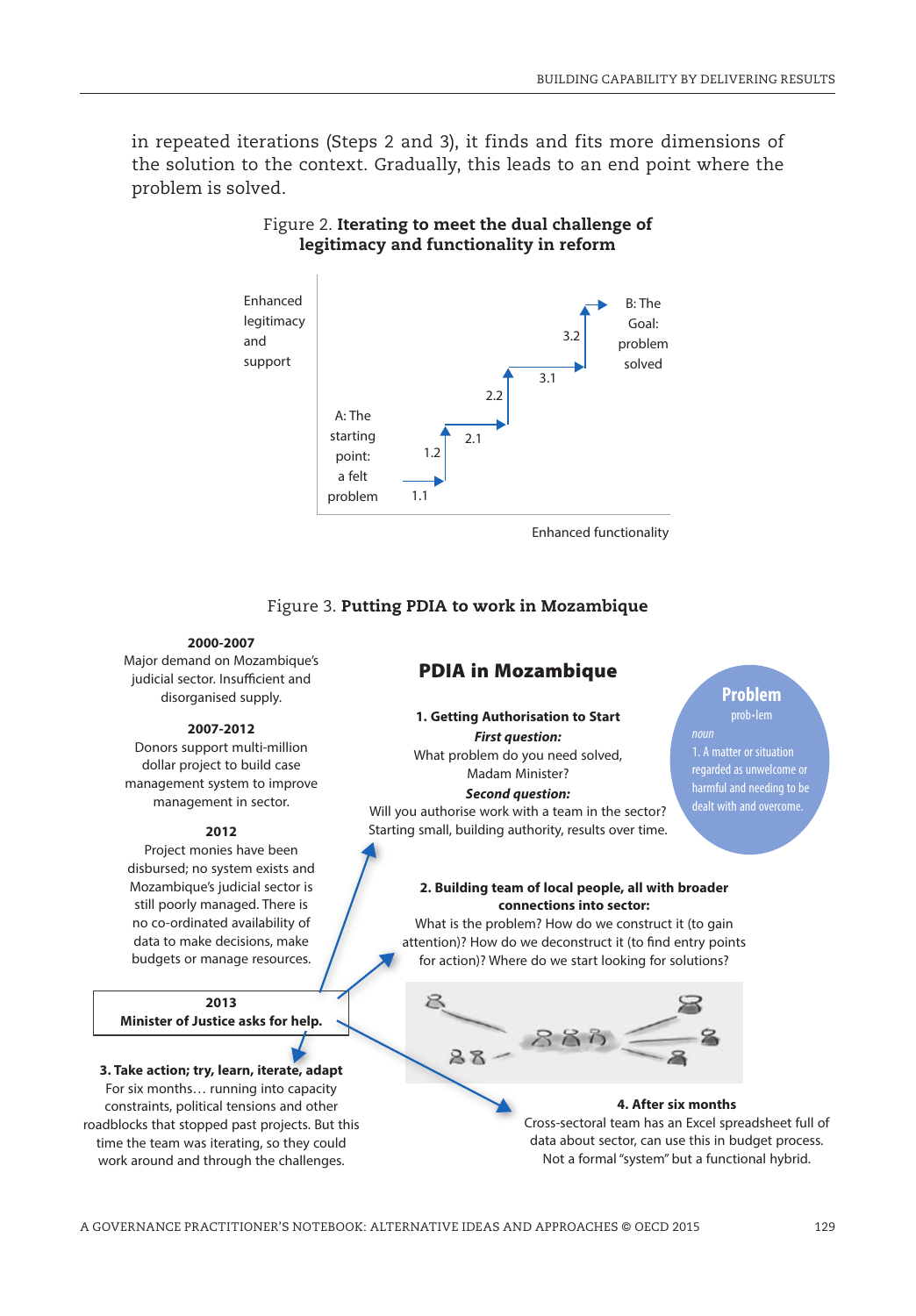in repeated iterations (Steps 2 and 3), it finds and fits more dimensions of the solution to the context. Gradually, this leads to an end point where the problem is solved.

Figure 2. **Iterating to meet the dual challenge of legitimacy and functionality in reform**

Enhanced legitimacy and support

A: The starting point: a felt problem

1.1

1.2

2.1

2.2

3.1

3.2

B: The Goal: problem solved

Enhanced functionality

Figure 3. **Putting PDIA to work in Mozambique**

**2000-2007**
Major demand on Mozambique's judicial sector. Insufficient and disorganised supply.

**2007-2012**
Donors support multi-million dollar project to build case management system to improve management in sector.

**2012**
Project monies have been disbursed; no system exists and Mozambique's judicial sector is still poorly managed. There is no co-ordinated availability of data to make decisions, make budgets or manage resources.

**2013**
**Minister of Justice asks for help.**

## PDIA in Mozambique

**1. Getting Authorisation to Start**
***First question:***
What problem do you need solved, Madam Minister?
***Second question:***
Will you authorise work with a team in the sector? Starting small, building authority, results over time.

**Problem**
prob·lem
*noun*
1. A matter or situation regarded as unwelcome or harmful and needing to be dealt with and overcome.

**2. Building team of local people, all with broader connections into sector:**
What is the problem? How do we construct it (to gain attention)? How do we deconstruct it (to find entry points for action)? Where do we start looking for solutions?

**3. Take action; try, learn, iterate, adapt**
For six months… running into capacity constraints, political tensions and other roadblocks that stopped past projects. But this time the team was iterating, so they could work around and through the challenges.

**4. After six months**
Cross-sectoral team has an Excel spreadsheet full of data about sector, can use this in budget process. Not a formal "system" but a functional hybrid.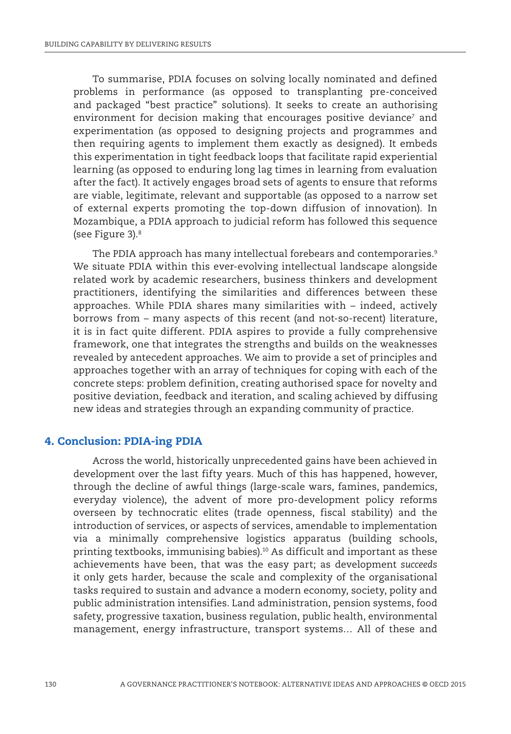To summarise, PDIA focuses on solving locally nominated and defined problems in performance (as opposed to transplanting pre-conceived and packaged "best practice" solutions). It seeks to create an authorising environment for decision making that encourages positive deviance[7] and experimentation (as opposed to designing projects and programmes and then requiring agents to implement them exactly as designed). It embeds this experimentation in tight feedback loops that facilitate rapid experiential learning (as opposed to enduring long lag times in learning from evaluation after the fact). It actively engages broad sets of agents to ensure that reforms are viable, legitimate, relevant and supportable (as opposed to a narrow set of external experts promoting the top-down diffusion of innovation). In Mozambique, a PDIA approach to judicial reform has followed this sequence (see Figure 3).[8]

The PDIA approach has many intellectual forebears and contemporaries.[9] We situate PDIA within this ever-evolving intellectual landscape alongside related work by academic researchers, business thinkers and development practitioners, identifying the similarities and differences between these approaches. While PDIA shares many similarities with – indeed, actively borrows from – many aspects of this recent (and not-so-recent) literature, it is in fact quite different. PDIA aspires to provide a fully comprehensive framework, one that integrates the strengths and builds on the weaknesses revealed by antecedent approaches. We aim to provide a set of principles and approaches together with an array of techniques for coping with each of the concrete steps: problem definition, creating authorised space for novelty and positive deviation, feedback and iteration, and scaling achieved by diffusing new ideas and strategies through an expanding community of practice.

## 4. Conclusion: PDIA-ing PDIA

Across the world, historically unprecedented gains have been achieved in development over the last fifty years. Much of this has happened, however, through the decline of awful things (large-scale wars, famines, pandemics, everyday violence), the advent of more pro-development policy reforms overseen by technocratic elites (trade openness, fiscal stability) and the introduction of services, or aspects of services, amendable to implementation via a minimally comprehensive logistics apparatus (building schools, printing textbooks, immunising babies).[10] As difficult and important as these achievements have been, that was the easy part; as development *succeeds* it only gets harder, because the scale and complexity of the organisational tasks required to sustain and advance a modern economy, society, polity and public administration intensifies. Land administration, pension systems, food safety, progressive taxation, business regulation, public health, environmental management, energy infrastructure, transport systems… All of these and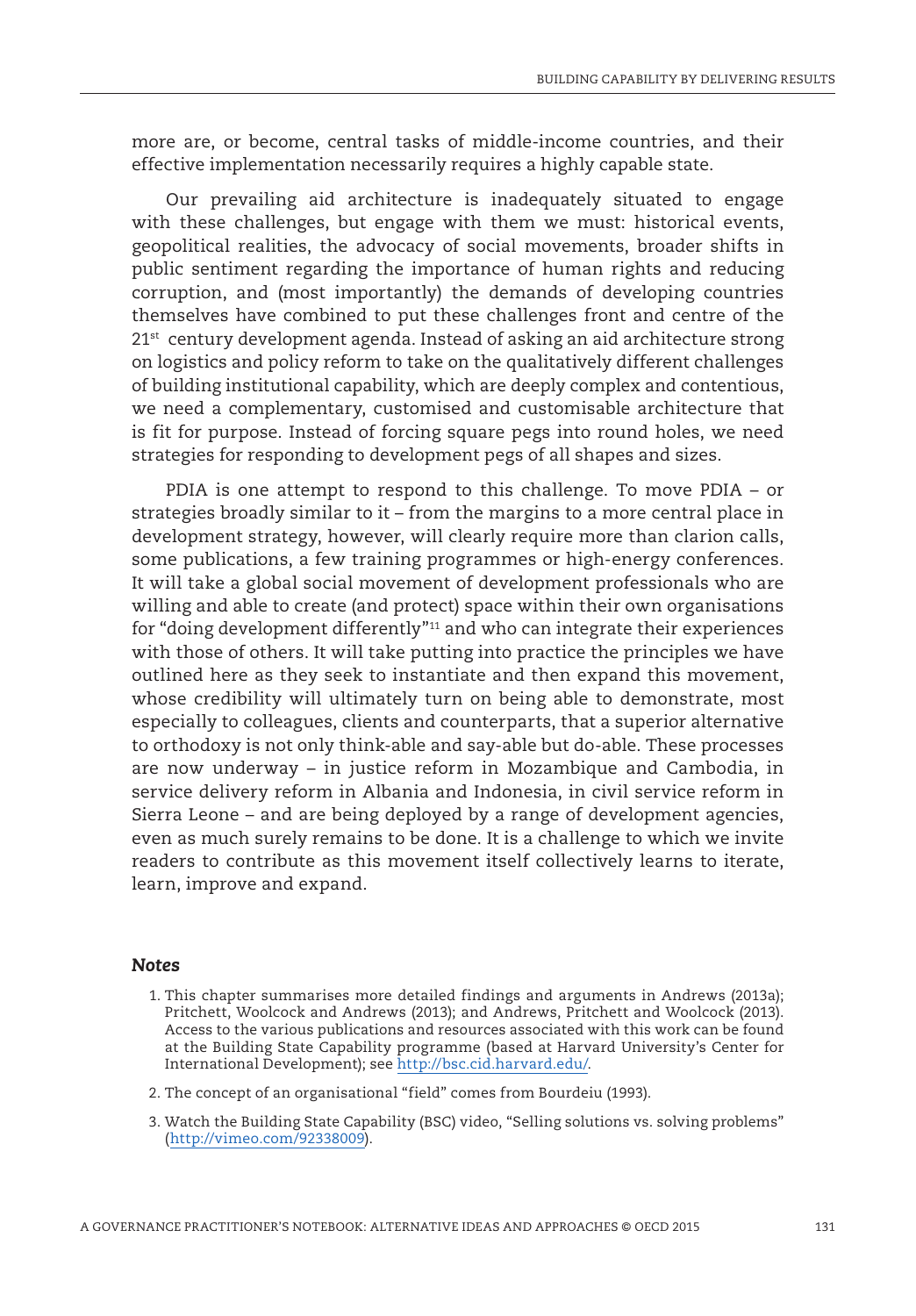more are, or become, central tasks of middle-income countries, and their effective implementation necessarily requires a highly capable state.

Our prevailing aid architecture is inadequately situated to engage with these challenges, but engage with them we must: historical events, geopolitical realities, the advocacy of social movements, broader shifts in public sentiment regarding the importance of human rights and reducing corruption, and (most importantly) the demands of developing countries themselves have combined to put these challenges front and centre of the 21st century development agenda. Instead of asking an aid architecture strong on logistics and policy reform to take on the qualitatively different challenges of building institutional capability, which are deeply complex and contentious, we need a complementary, customised and customisable architecture that is fit for purpose. Instead of forcing square pegs into round holes, we need strategies for responding to development pegs of all shapes and sizes.

PDIA is one attempt to respond to this challenge. To move PDIA – or strategies broadly similar to it – from the margins to a more central place in development strategy, however, will clearly require more than clarion calls, some publications, a few training programmes or high-energy conferences. It will take a global social movement of development professionals who are willing and able to create (and protect) space within their own organisations for "doing development differently"[11] and who can integrate their experiences with those of others. It will take putting into practice the principles we have outlined here as they seek to instantiate and then expand this movement, whose credibility will ultimately turn on being able to demonstrate, most especially to colleagues, clients and counterparts, that a superior alternative to orthodoxy is not only think-able and say-able but do-able. These processes are now underway – in justice reform in Mozambique and Cambodia, in service delivery reform in Albania and Indonesia, in civil service reform in Sierra Leone – and are being deployed by a range of development agencies, even as much surely remains to be done. It is a challenge to which we invite readers to contribute as this movement itself collectively learns to iterate, learn, improve and expand.

### *Notes*

1. This chapter summarises more detailed findings and arguments in Andrews (2013a); Pritchett, Woolcock and Andrews (2013); and Andrews, Pritchett and Woolcock (2013). Access to the various publications and resources associated with this work can be found at the Building State Capability programme (based at Harvard University's Center for International Development); see http://bsc.cid.harvard.edu/.
2. The concept of an organisational "field" comes from Bourdeiu (1993).
3. Watch the Building State Capability (BSC) video, "Selling solutions vs. solving problems" (http://vimeo.com/92338009).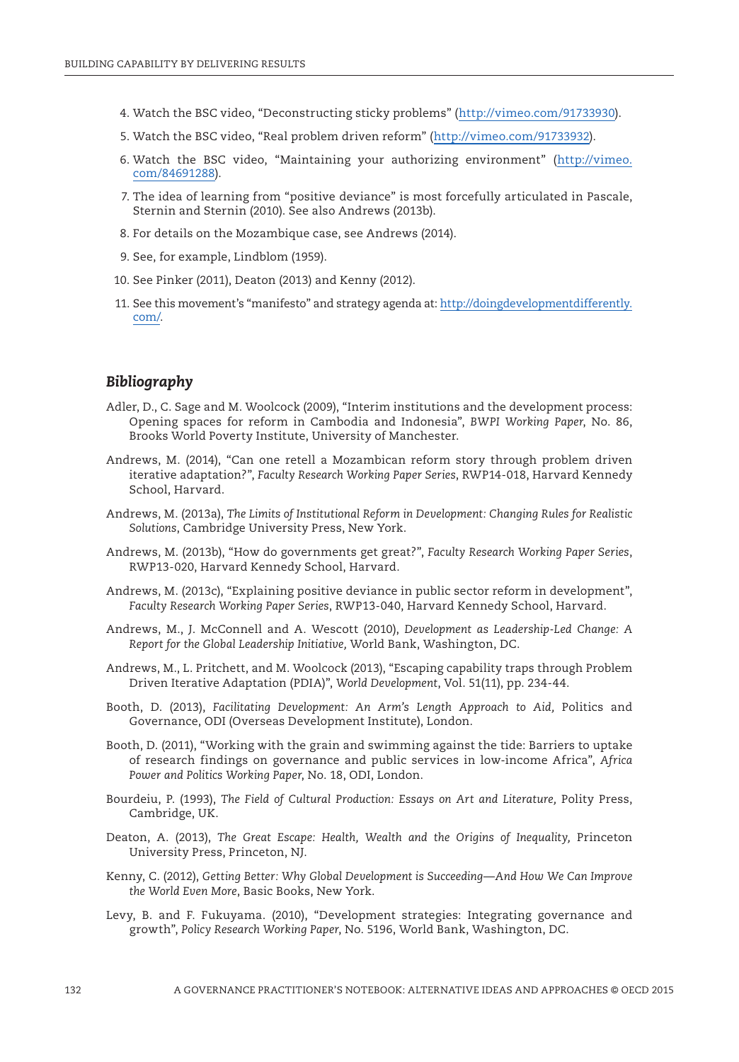4. Watch the BSC video, “Deconstructing sticky problems” (http://vimeo.com/91733930).
5. Watch the BSC video, “Real problem driven reform” (http://vimeo.com/91733932).
6. Watch the BSC video, “Maintaining your authorizing environment” (http://vimeo.com/84691288).
7. The idea of learning from “positive deviance” is most forcefully articulated in Pascale, Sternin and Sternin (2010). See also Andrews (2013b).
8. For details on the Mozambique case, see Andrews (2014).
9. See, for example, Lindblom (1959).
10. See Pinker (2011), Deaton (2013) and Kenny (2012).
11. See this movement’s “manifesto” and strategy agenda at: http://doingdevelopmentdifferently.com/.

## *Bibliography*

Adler, D., C. Sage and M. Woolcock (2009), “Interim institutions and the development process: Opening spaces for reform in Cambodia and Indonesia”, *BWPI Working Paper*, No. 86, Brooks World Poverty Institute, University of Manchester.

Andrews, M. (2014), “Can one retell a Mozambican reform story through problem driven iterative adaptation?”, *Faculty Research Working Paper Series*, RWP14-018, Harvard Kennedy School, Harvard.

Andrews, M. (2013a), *The Limits of Institutional Reform in Development: Changing Rules for Realistic Solutions*, Cambridge University Press, New York.

Andrews, M. (2013b), “How do governments get great?”, *Faculty Research Working Paper Series*, RWP13-020, Harvard Kennedy School, Harvard.

Andrews, M. (2013c), “Explaining positive deviance in public sector reform in development”, *Faculty Research Working Paper Series*, RWP13-040, Harvard Kennedy School, Harvard.

Andrews, M., J. McConnell and A. Wescott (2010), *Development as Leadership-Led Change: A Report for the Global Leadership Initiative,* World Bank, Washington, DC.

Andrews, M., L. Pritchett, and M. Woolcock (2013), “Escaping capability traps through Problem Driven Iterative Adaptation (PDIA)”, *World Development*, Vol. 51(11), pp. 234-44.

Booth, D. (2013), *Facilitating Development: An Arm’s Length Approach to Aid,* Politics and Governance, ODI (Overseas Development Institute), London.

Booth, D. (2011), “Working with the grain and swimming against the tide: Barriers to uptake of research findings on governance and public services in low-income Africa”, *Africa Power and Politics Working Paper*, No. 18, ODI, London.

Bourdeiu, P. (1993), *The Field of Cultural Production: Essays on Art and Literature,* Polity Press, Cambridge, UK.

Deaton, A. (2013), *The Great Escape: Health, Wealth and the Origins of Inequality,* Princeton University Press, Princeton, NJ.

Kenny, C. (2012), *Getting Better: Why Global Development is Succeeding—And How We Can Improve the World Even More*, Basic Books, New York.

Levy, B. and F. Fukuyama. (2010), “Development strategies: Integrating governance and growth”, *Policy Research Working Paper*, No. 5196, World Bank, Washington, DC.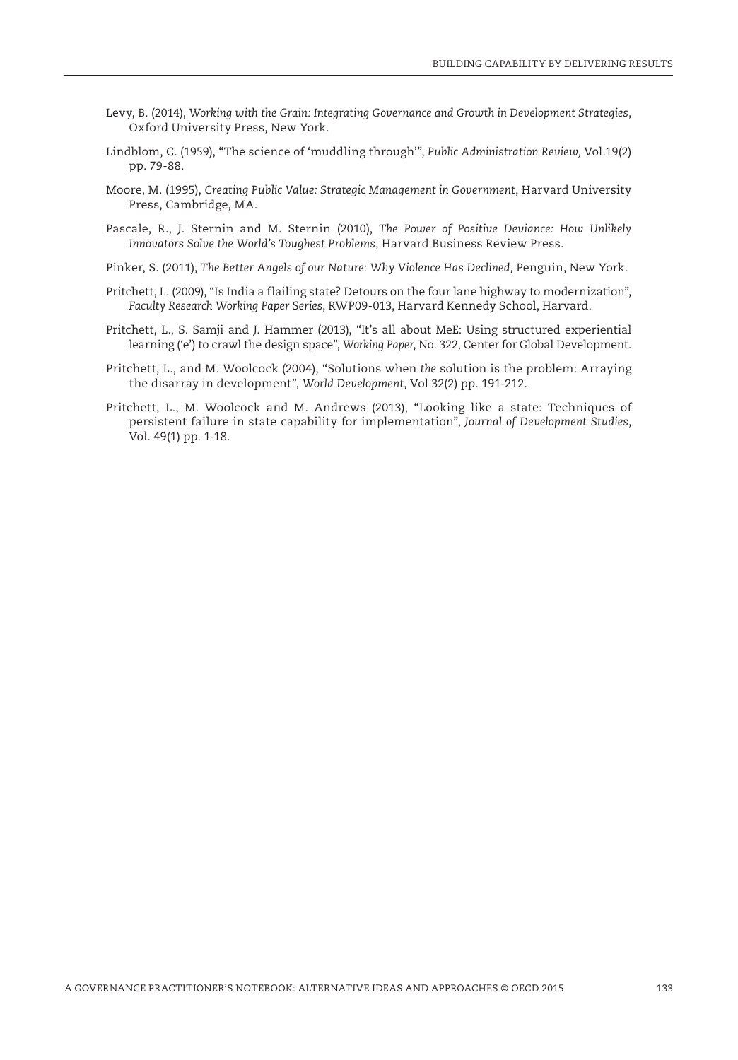Levy, B. (2014), *Working with the Grain: Integrating Governance and Growth in Development Strategies*, Oxford University Press, New York.

Lindblom, C. (1959), "The science of 'muddling through'", *Public Administration Review,* Vol.19(2) pp. 79-88.

Moore, M. (1995), *Creating Public Value: Strategic Management in Government*, Harvard University Press, Cambridge, MA.

Pascale, R., J. Sternin and M. Sternin (2010), *The Power of Positive Deviance: How Unlikely Innovators Solve the World's Toughest Problems*, Harvard Business Review Press.

Pinker, S. (2011), *The Better Angels of our Nature: Why Violence Has Declined,* Penguin, New York.

Pritchett, L. (2009), "Is India a flailing state? Detours on the four lane highway to modernization", *Faculty Research Working Paper Series*, RWP09-013, Harvard Kennedy School, Harvard.

Pritchett, L., S. Samji and J. Hammer (2013), "It's all about MeE: Using structured experiential learning ('e') to crawl the design space", *Working Paper*, No. 322, Center for Global Development.

Pritchett, L., and M. Woolcock (2004), "Solutions when *the* solution is the problem: Arraying the disarray in development", *World Development*, Vol 32(2) pp. 191-212.

Pritchett, L., M. Woolcock and M. Andrews (2013), "Looking like a state: Techniques of persistent failure in state capability for implementation", *Journal of Development Studies*, Vol. 49(1) pp. 1-18.